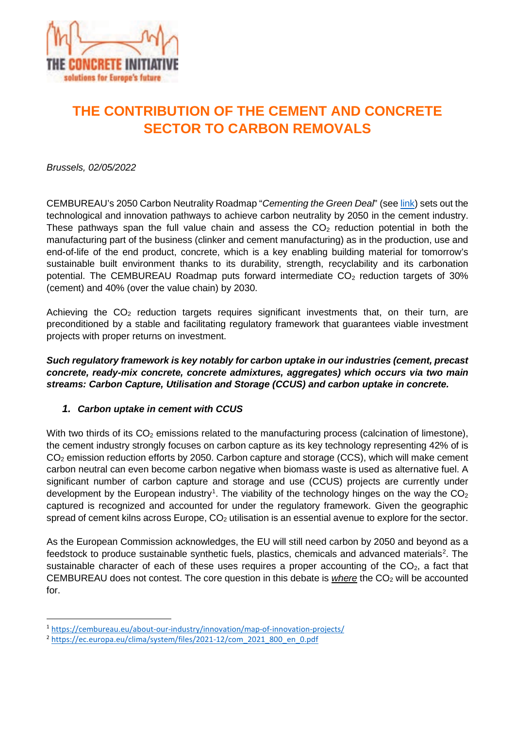THE CONCRETE INITIATIVE
solutions for Europe's future

# THE CONTRIBUTION OF THE CEMENT AND CONCRETE SECTOR TO CARBON REMOVALS

*Brussels, 02/05/2022*

CEMBUREAU's 2050 Carbon Neutrality Roadmap "*Cementing the Green Deal*" (see link) sets out the technological and innovation pathways to achieve carbon neutrality by 2050 in the cement industry. These pathways span the full value chain and assess the $CO_2$ reduction potential in both the manufacturing part of the business (clinker and cement manufacturing) as in the production, use and end-of-life of the end product, concrete, which is a key enabling building material for tomorrow's sustainable built environment thanks to its durability, strength, recyclability and its carbonation potential. The CEMBUREAU Roadmap puts forward intermediate $CO_2$ reduction targets of 30% (cement) and 40% (over the value chain) by 2030.

Achieving the $CO_2$ reduction targets requires significant investments that, on their turn, are preconditioned by a stable and facilitating regulatory framework that guarantees viable investment projects with proper returns on investment.

***Such regulatory framework is key notably for carbon uptake in our industries (cement, precast concrete, ready-mix concrete, concrete admixtures, aggregates) which occurs via two main streams: Carbon Capture, Utilisation and Storage (CCUS) and carbon uptake in concrete.***

## *1. Carbon uptake in cement with CCUS*

With two thirds of its $CO_2$ emissions related to the manufacturing process (calcination of limestone), the cement industry strongly focuses on carbon capture as its key technology representing 42% of is $CO_2$ emission reduction efforts by 2050. Carbon capture and storage (CCS), which will make cement carbon neutral can even become carbon negative when biomass waste is used as alternative fuel. A significant number of carbon capture and storage and use (CCUS) projects are currently under development by the European industry[1]. The viability of the technology hinges on the way the $CO_2$ captured is recognized and accounted for under the regulatory framework. Given the geographic spread of cement kilns across Europe, $CO_2$ utilisation is an essential avenue to explore for the sector.

As the European Commission acknowledges, the EU will still need carbon by 2050 and beyond as a feedstock to produce sustainable synthetic fuels, plastics, chemicals and advanced materials[2]. The sustainable character of each of these uses requires a proper accounting of the $CO_2$, a fact that CEMBUREAU does not contest. The core question in this debate is ***where*** the $CO_2$ will be accounted for.

---

[1] https://cembureau.eu/about-our-industry/innovation/map-of-innovation-projects/

[2] https://ec.europa.eu/clima/system/files/2021-12/com_2021_800_en_0.pdf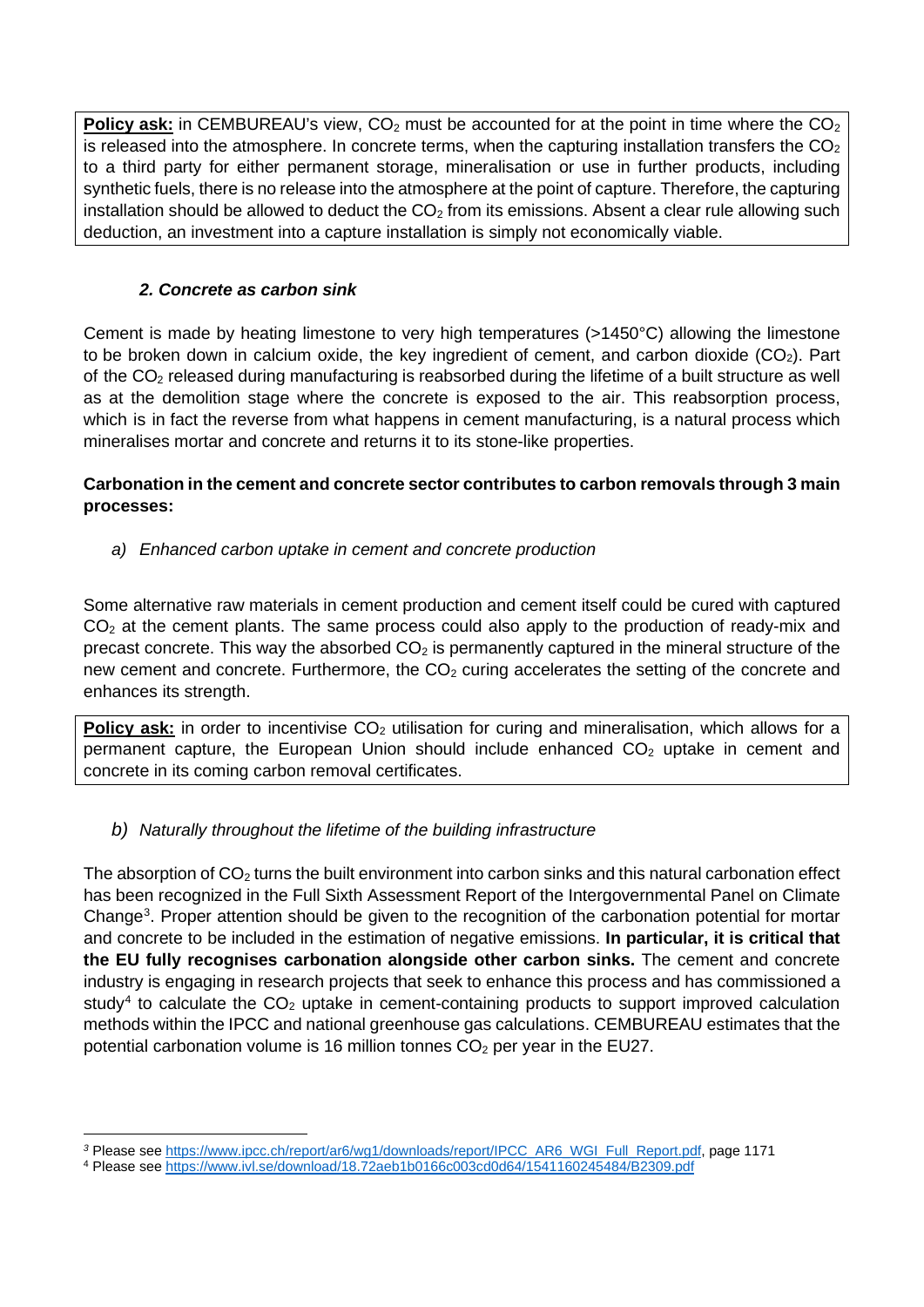**Policy ask:** in CEMBUREAU's view, $CO_2$ must be accounted for at the point in time where the $CO_2$ is released into the atmosphere. In concrete terms, when the capturing installation transfers the $CO_2$ to a third party for either permanent storage, mineralisation or use in further products, including synthetic fuels, there is no release into the atmosphere at the point of capture. Therefore, the capturing installation should be allowed to deduct the $CO_2$ from its emissions. Absent a clear rule allowing such deduction, an investment into a capture installation is simply not economically viable.

### *2. Concrete as carbon sink*

Cement is made by heating limestone to very high temperatures (>1450°C) allowing the limestone to be broken down in calcium oxide, the key ingredient of cement, and carbon dioxide ($CO_2$). Part of the $CO_2$ released during manufacturing is reabsorbed during the lifetime of a built structure as well as at the demolition stage where the concrete is exposed to the air. This reabsorption process, which is in fact the reverse from what happens in cement manufacturing, is a natural process which mineralises mortar and concrete and returns it to its stone-like properties.

**Carbonation in the cement and concrete sector contributes to carbon removals through 3 main processes:**

*a) Enhanced carbon uptake in cement and concrete production*

Some alternative raw materials in cement production and cement itself could be cured with captured $CO_2$ at the cement plants. The same process could also apply to the production of ready-mix and precast concrete. This way the absorbed $CO_2$ is permanently captured in the mineral structure of the new cement and concrete. Furthermore, the $CO_2$ curing accelerates the setting of the concrete and enhances its strength.

**Policy ask:** in order to incentivise $CO_2$ utilisation for curing and mineralisation, which allows for a permanent capture, the European Union should include enhanced $CO_2$ uptake in cement and concrete in its coming carbon removal certificates.

*b) Naturally throughout the lifetime of the building infrastructure*

The absorption of $CO_2$ turns the built environment into carbon sinks and this natural carbonation effect has been recognized in the Full Sixth Assessment Report of the Intergovernmental Panel on Climate Change[3]. Proper attention should be given to the recognition of the carbonation potential for mortar and concrete to be included in the estimation of negative emissions. **In particular, it is critical that the EU fully recognises carbonation alongside other carbon sinks.** The cement and concrete industry is engaging in research projects that seek to enhance this process and has commissioned a study[4] to calculate the $CO_2$ uptake in cement-containing products to support improved calculation methods within the IPCC and national greenhouse gas calculations. CEMBUREAU estimates that the potential carbonation volume is 16 million tonnes $CO_2$ per year in the EU27.

---

[3] Please see https://www.ipcc.ch/report/ar6/wg1/downloads/report/IPCC_AR6_WGI_Full_Report.pdf, page 1171

[4] Please see https://www.ivl.se/download/18.72aeb1b0166c003cd0d64/1541160245484/B2309.pdf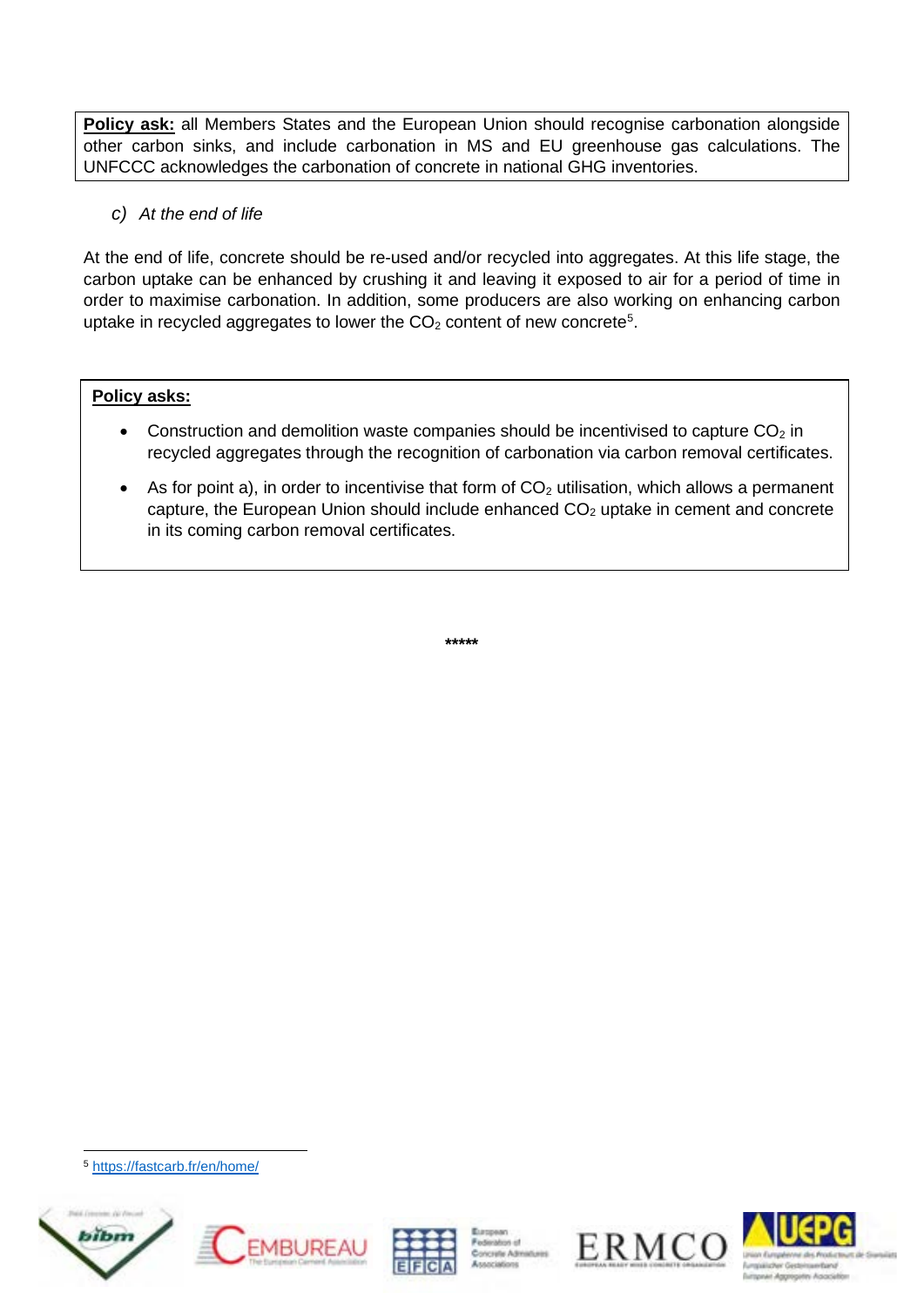**Policy ask:** all Members States and the European Union should recognise carbonation alongside other carbon sinks, and include carbonation in MS and EU greenhouse gas calculations. The UNFCCC acknowledges the carbonation of concrete in national GHG inventories.

*c) At the end of life*

At the end of life, concrete should be re-used and/or recycled into aggregates. At this life stage, the carbon uptake can be enhanced by crushing it and leaving it exposed to air for a period of time in order to maximise carbonation. In addition, some producers are also working on enhancing carbon uptake in recycled aggregates to lower the $CO_2$ content of new concrete[5].

**Policy asks:**

- Construction and demolition waste companies should be incentivised to capture $CO_2$ in recycled aggregates through the recognition of carbonation via carbon removal certificates.
- As for point a), in order to incentivise that form of $CO_2$ utilisation, which allows a permanent capture, the European Union should include enhanced $CO_2$ uptake in cement and concrete in its coming carbon removal certificates.

\*\*\*\*\*

[5] https://fastcarb.fr/en/home/